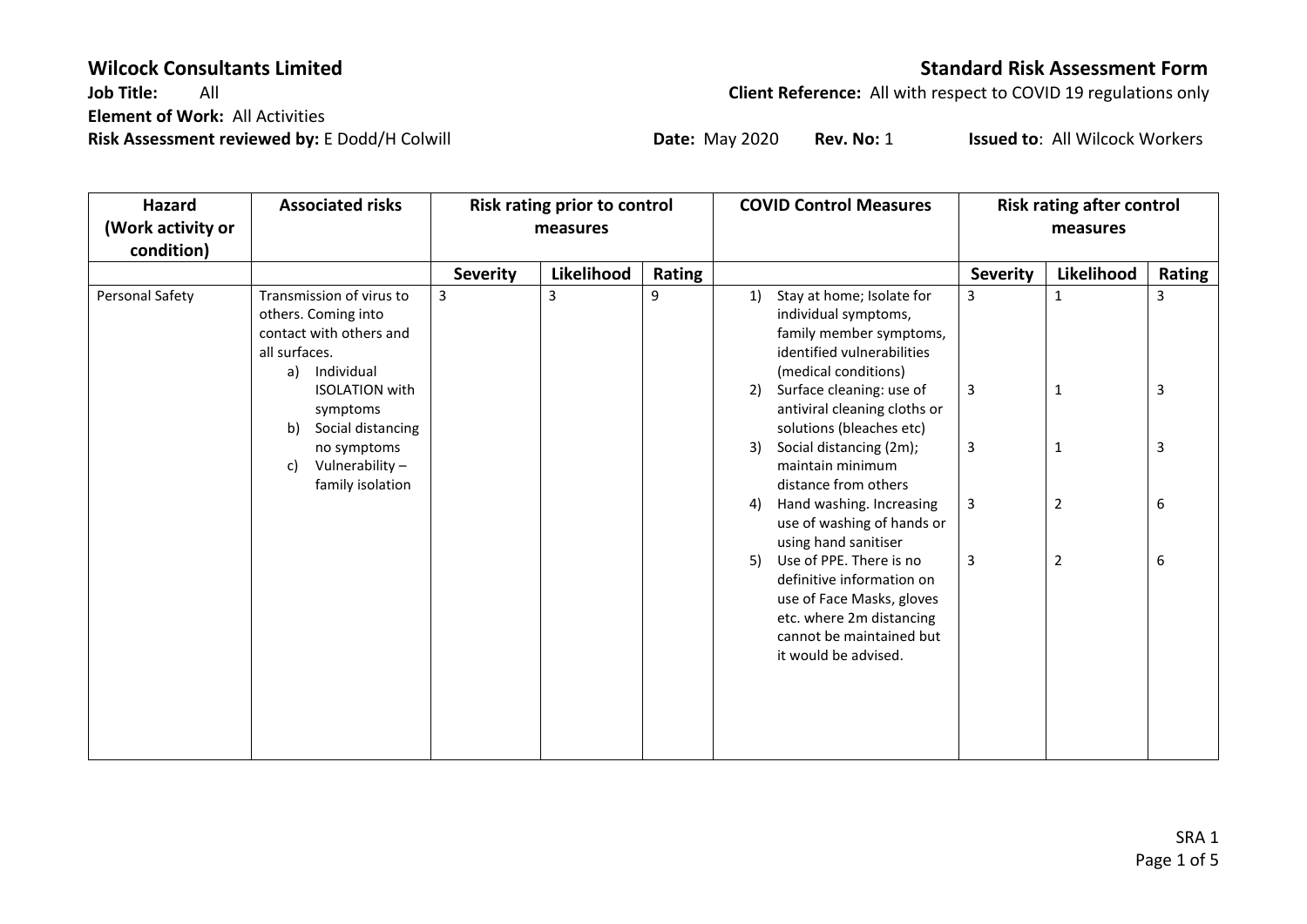**Wilcock Consultants Limited**

**Standard Risk Assessment Form**

**Job Title:** All

**Client Reference:** All with respect to COVID 19 regulations only

**Element of Work:** All Activities

**Risk Assessment reviewed by:** E Dodd/H Colwill **Date:** May 2020 **Rev. No:** 1 **Issued to**: All Wilcock Workers

| Hazard (Work activity or condition) | Associated risks | Risk rating prior to control measures | | | COVID Control Measures | Risk rating after control measures | | |
|---|---|---|---|---|---|---|---|---|
| | | **Severity** | **Likelihood** | **Rating** | | **Severity** | **Likelihood** | **Rating** |
| Personal Safety | Transmission of virus to others. Coming into contact with others and all surfaces.<br>a) Individual ISOLATION with symptoms<br>b) Social distancing no symptoms<br>c) Vulnerability – family isolation | 3 | 3 | 9 | 1) Stay at home; Isolate for individual symptoms, family member symptoms, identified vulnerabilities (medical conditions) | 3 | 1 | 3 |
| | | | | | 2) Surface cleaning: use of antiviral cleaning cloths or solutions (bleaches etc) | 3 | 1 | 3 |
| | | | | | 3) Social distancing (2m); maintain minimum distance from others | 3 | 1 | 3 |
| | | | | | 4) Hand washing. Increasing use of washing of hands or using hand sanitiser | 3 | 2 | 6 |
| | | | | | 5) Use of PPE. There is no definitive information on use of Face Masks, gloves etc. where 2m distancing cannot be maintained but it would be advised. | 3 | 2 | 6 |

SRA 1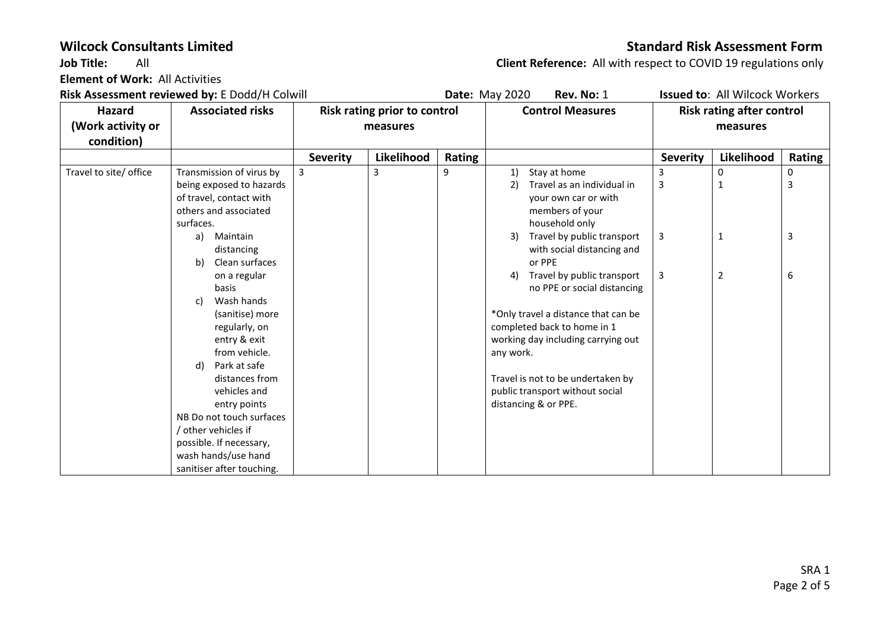**Wilcock Consultants Limited** **Standard Risk Assessment Form**

**Job Title:** All **Client Reference:** All with respect to COVID 19 regulations only

**Element of Work:** All Activities

**Risk Assessment reviewed by:** E Dodd/H Colwill **Date:** May 2020 **Rev. No:** 1 **Issued to**: All Wilcock Workers

| Hazard (Work activity or condition) | Associated risks | Risk rating prior to control measures | | | Control Measures | Risk rating after control measures | | |
|---|---|---|---|---|---|---|---|---|
| | | **Severity** | **Likelihood** | **Rating** | | **Severity** | **Likelihood** | **Rating** |
| Travel to site/ office | Transmission of virus by being exposed to hazards of travel, contact with others and associated surfaces.<br>a) Maintain distancing<br>b) Clean surfaces on a regular basis<br>c) Wash hands (sanitise) more regularly, on entry & exit from vehicle.<br>d) Park at safe distances from vehicles and entry points<br>NB Do not touch surfaces / other vehicles if possible. If necessary, wash hands/use hand sanitiser after touching. | 3 | 3 | 9 | 1) Stay at home<br>2) Travel as an individual in your own car or with members of your household only<br>3) Travel by public transport with social distancing and or PPE<br>4) Travel by public transport no PPE or social distancing<br><br>*Only travel a distance that can be completed back to home in 1 working day including carrying out any work.<br><br>Travel is not to be undertaken by public transport without social distancing & or PPE. | 3<br>3<br><br>3<br><br>3 | 0<br>1<br><br>1<br><br>2 | 0<br>3<br><br>3<br><br>6 |

SRA 1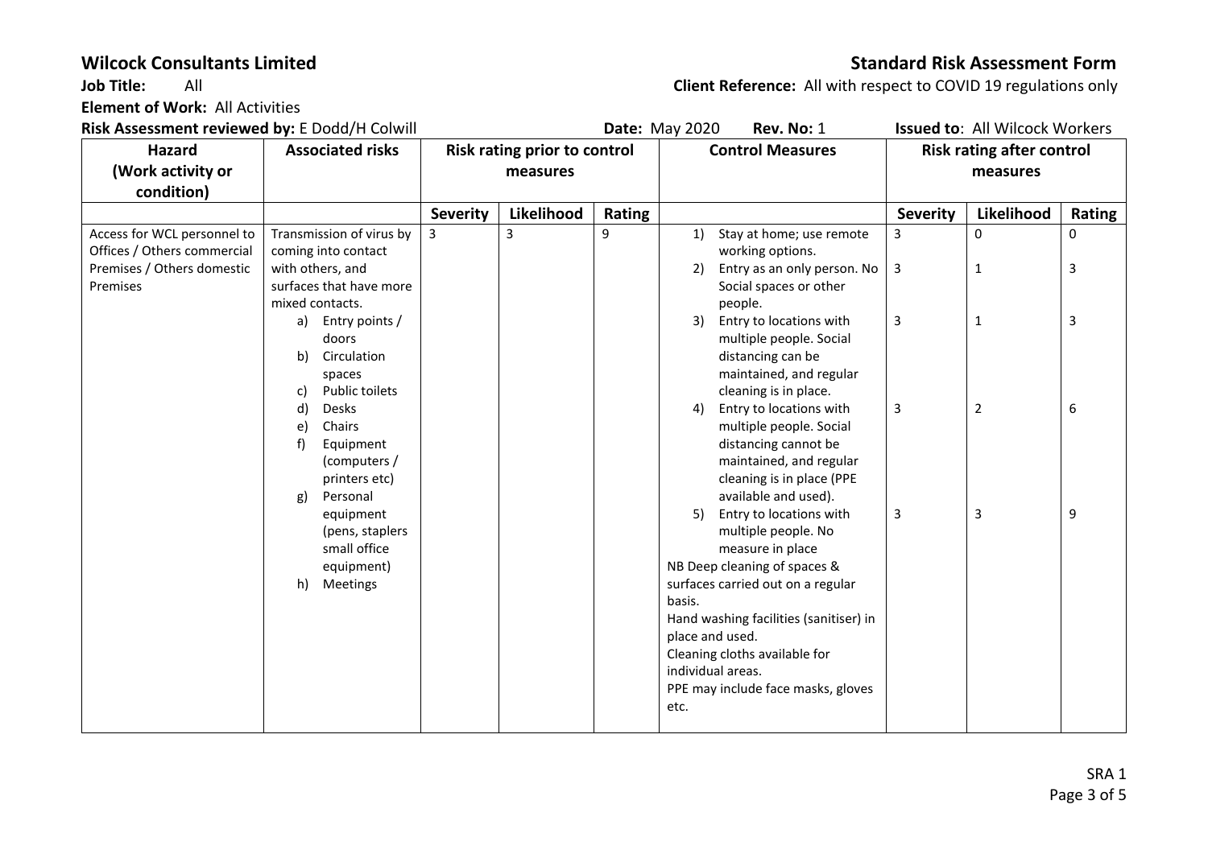**Wilcock Consultants Limited** **Standard Risk Assessment Form**

**Job Title:** All **Client Reference:** All with respect to COVID 19 regulations only

**Element of Work:** All Activities

**Risk Assessment reviewed by:** E Dodd/H Colwill **Date:** May 2020 **Rev. No:** 1 **Issued to**: All Wilcock Workers

| Hazard (Work activity or condition) | Associated risks | Risk rating prior to control measures | | | Control Measures | Risk rating after control measures | | |
|---|---|---|---|---|---|---|---|---|
| | | **Severity** | **Likelihood** | **Rating** | | **Severity** | **Likelihood** | **Rating** |
| Access for WCL personnel to Offices / Others commercial Premises / Others domestic Premises | Transmission of virus by coming into contact with others, and surfaces that have more mixed contacts.<br>a) Entry points / doors<br>b) Circulation spaces<br>c) Public toilets<br>d) Desks<br>e) Chairs<br>f) Equipment (computers / printers etc)<br>g) Personal equipment (pens, staplers small office equipment)<br>h) Meetings | 3 | 3 | 9 | 1) Stay at home; use remote working options. | 3 | 0 | 0 |
| | | | | | 2) Entry as an only person. No Social spaces or other people. | 3 | 1 | 3 |
| | | | | | 3) Entry to locations with multiple people. Social distancing can be maintained, and regular cleaning is in place. | 3 | 1 | 3 |
| | | | | | 4) Entry to locations with multiple people. Social distancing cannot be maintained, and regular cleaning is in place (PPE available and used). | 3 | 2 | 6 |
| | | | | | 5) Entry to locations with multiple people. No measure in place | 3 | 3 | 9 |
| | | | | | NB Deep cleaning of spaces & surfaces carried out on a regular basis.<br>Hand washing facilities (sanitiser) in place and used.<br>Cleaning cloths available for individual areas.<br>PPE may include face masks, gloves etc. | | | |

SRA 1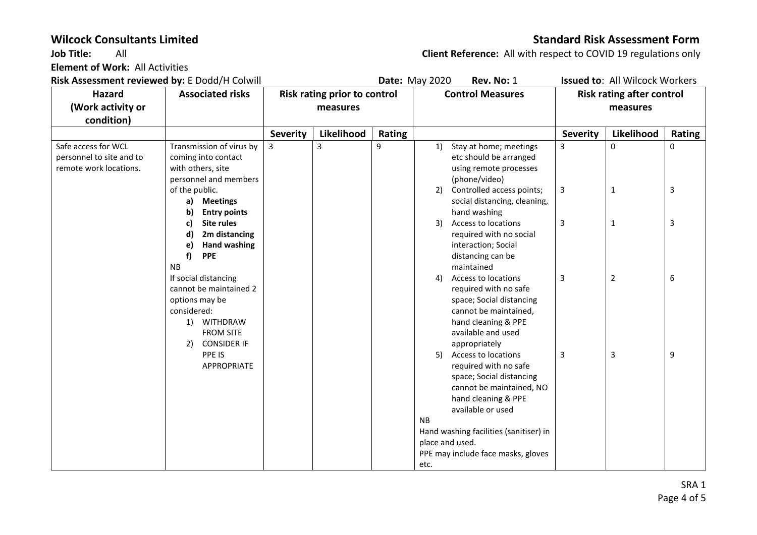**Wilcock Consultants Limited** **Standard Risk Assessment Form**

**Job Title:** All **Client Reference:** All with respect to COVID 19 regulations only

**Element of Work:** All Activities

**Risk Assessment reviewed by:** E Dodd/H Colwill **Date:** May 2020 **Rev. No:** 1 **Issued to**: All Wilcock Workers

| Hazard (Work activity or condition) | Associated risks | Risk rating prior to control measures | | | Control Measures | Risk rating after control measures | | |
|---|---|---|---|---|---|---|---|---|
| | | **Severity** | **Likelihood** | **Rating** | | **Severity** | **Likelihood** | **Rating** |
| Safe access for WCL personnel to site and to remote work locations. | Transmission of virus by coming into contact with others, site personnel and members of the public.<br>a) **Meetings**<br>b) **Entry points**<br>c) **Site rules**<br>d) **2m distancing**<br>e) **Hand washing**<br>f) **PPE**<br>NB<br>If social distancing cannot be maintained 2 options may be considered:<br>1) WITHDRAW FROM SITE<br>2) CONSIDER IF PPE IS APPROPRIATE | 3 | 3 | 9 | 1) Stay at home; meetings etc should be arranged using remote processes (phone/video) | 3 | 0 | 0 |
| | | | | | 2) Controlled access points; social distancing, cleaning, hand washing | 3 | 1 | 3 |
| | | | | | 3) Access to locations required with no social interaction; Social distancing can be maintained | 3 | 1 | 3 |
| | | | | | 4) Access to locations required with no safe space; Social distancing cannot be maintained, hand cleaning & PPE available and used appropriately | 3 | 2 | 6 |
| | | | | | 5) Access to locations required with no safe space; Social distancing cannot be maintained, NO hand cleaning & PPE available or used<br>NB<br>Hand washing facilities (sanitiser) in place and used.<br>PPE may include face masks, gloves etc. | 3 | 3 | 9 |

SRA 1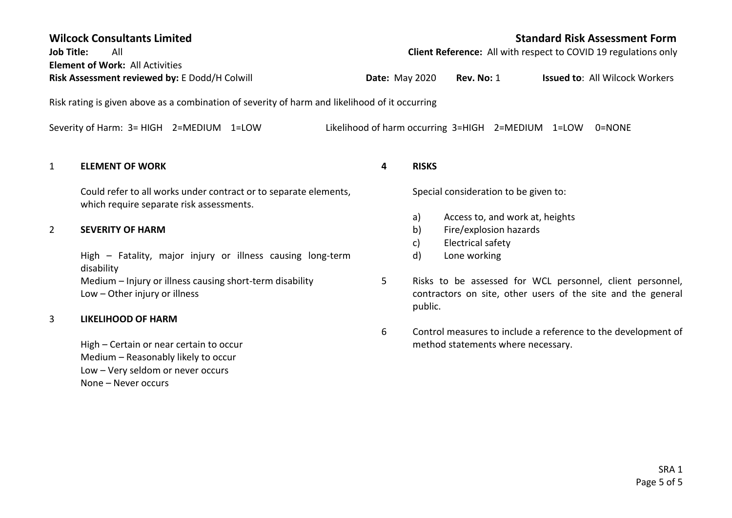**Wilcock Consultants Limited** **Standard Risk Assessment Form**

**Job Title:** All **Client Reference:** All with respect to COVID 19 regulations only

**Element of Work:** All Activities

**Risk Assessment reviewed by:** E Dodd/H Colwill **Date:** May 2020 **Rev. No:** 1 **Issued to**: All Wilcock Workers

Risk rating is given above as a combination of severity of harm and likelihood of it occurring

Severity of Harm: 3= HIGH 2=MEDIUM 1=LOW

Likelihood of harm occurring 3=HIGH 2=MEDIUM 1=LOW 0=NONE

1 **ELEMENT OF WORK**

Could refer to all works under contract or to separate elements, which require separate risk assessments.

2 **SEVERITY OF HARM**

High – Fatality, major injury or illness causing long-term disability
Medium – Injury or illness causing short-term disability
Low – Other injury or illness

3 **LIKELIHOOD OF HARM**

High – Certain or near certain to occur
Medium – Reasonably likely to occur
Low – Very seldom or never occurs
None – Never occurs

**4 RISKS**

Special consideration to be given to:

a) Access to, and work at, heights
b) Fire/explosion hazards
c) Electrical safety
d) Lone working

5 Risks to be assessed for WCL personnel, client personnel, contractors on site, other users of the site and the general public.

6 Control measures to include a reference to the development of method statements where necessary.

SRA 1